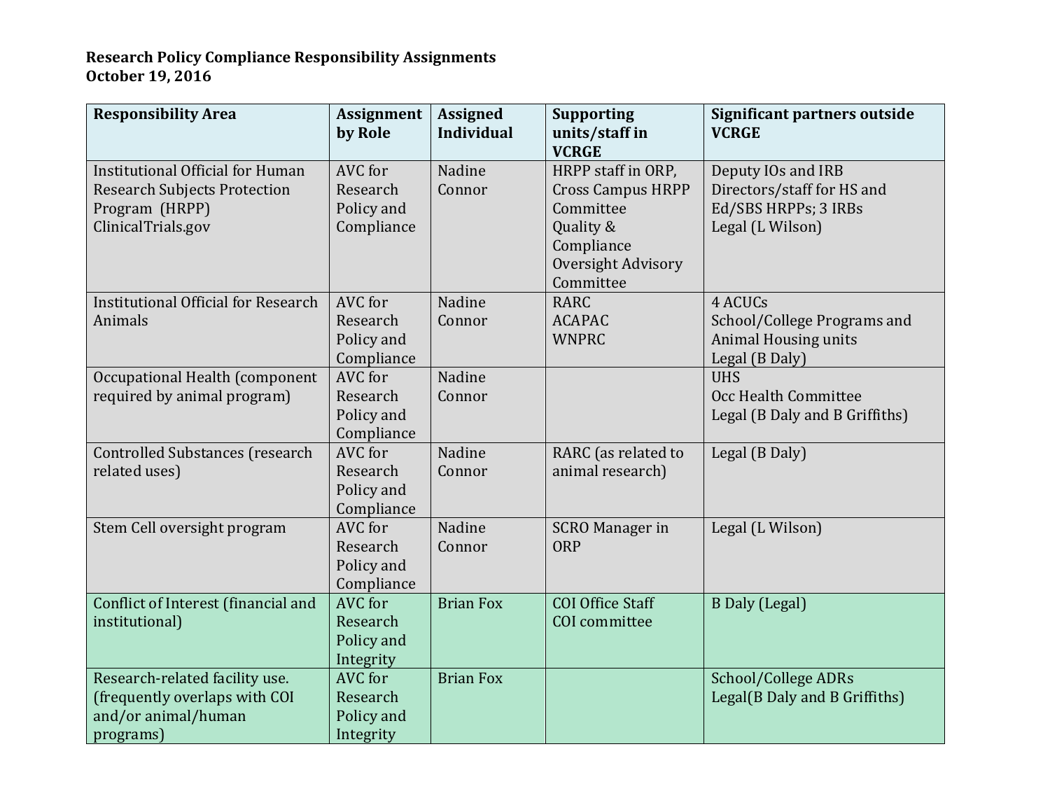**Research Policy Compliance Responsibility Assignments**
**October 19, 2016**

| Responsibility Area | Assignment by Role | Assigned Individual | Supporting units/staff in VCRGE | Significant partners outside VCRGE |
|---|---|---|---|---|
| Institutional Official for Human Research Subjects Protection Program (HRPP) ClinicalTrials.gov | AVC for Research Policy and Compliance | Nadine Connor | HRPP staff in ORP, Cross Campus HRPP Committee Quality & Compliance Oversight Advisory Committee | Deputy IOs and IRB Directors/staff for HS and Ed/SBS HRPPs; 3 IRBs Legal (L Wilson) |
| Institutional Official for Research Animals | AVC for Research Policy and Compliance | Nadine Connor | RARC ACAPAC WNPRC | 4 ACUCs School/College Programs and Animal Housing units Legal (B Daly) |
| Occupational Health (component required by animal program) | AVC for Research Policy and Compliance | Nadine Connor | | UHS Occ Health Committee Legal (B Daly and B Griffiths) |
| Controlled Substances (research related uses) | AVC for Research Policy and Compliance | Nadine Connor | RARC (as related to animal research) | Legal (B Daly) |
| Stem Cell oversight program | AVC for Research Policy and Compliance | Nadine Connor | SCRO Manager in ORP | Legal (L Wilson) |
| Conflict of Interest (financial and institutional) | AVC for Research Policy and Integrity | Brian Fox | COI Office Staff COI committee | B Daly (Legal) |
| Research-related facility use. (frequently overlaps with COI and/or animal/human programs) | AVC for Research Policy and Integrity | Brian Fox | | School/College ADRs Legal(B Daly and B Griffiths) |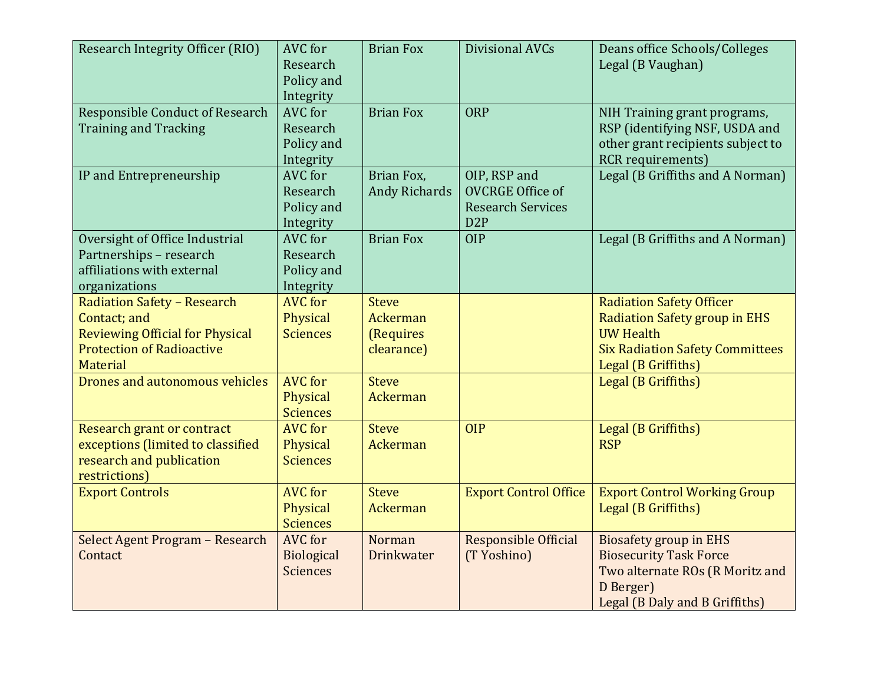| Research Integrity Officer (RIO) | AVC for Research Policy and Integrity | Brian Fox | Divisional AVCs | Deans office Schools/Colleges<br>Legal (B Vaughan) |
|---|---|---|---|---|
| Responsible Conduct of Research Training and Tracking | AVC for Research Policy and Integrity | Brian Fox | ORP | NIH Training grant programs, RSP (identifying NSF, USDA and other grant recipients subject to RCR requirements) |
| IP and Entrepreneurship | AVC for Research Policy and Integrity | Brian Fox, Andy Richards | OIP, RSP and OVCRGE Office of Research Services D2P | Legal (B Griffiths and A Norman) |
| Oversight of Office Industrial Partnerships – research affiliations with external organizations | AVC for Research Policy and Integrity | Brian Fox | OIP | Legal (B Griffiths and A Norman) |
| Radiation Safety – Research Contact; and<br>Reviewing Official for Physical Protection of Radioactive Material | AVC for Physical Sciences | Steve Ackerman (Requires clearance) | | Radiation Safety Officer<br>Radiation Safety group in EHS<br>UW Health<br>Six Radiation Safety Committees<br>Legal (B Griffiths) |
| Drones and autonomous vehicles | AVC for Physical Sciences | Steve Ackerman | | Legal (B Griffiths) |
| Research grant or contract exceptions (limited to classified research and publication restrictions) | AVC for Physical Sciences | Steve Ackerman | OIP | Legal (B Griffiths)<br>RSP |
| Export Controls | AVC for Physical Sciences | Steve Ackerman | Export Control Office | Export Control Working Group<br>Legal (B Griffiths) |
| Select Agent Program – Research Contact | AVC for Biological Sciences | Norman Drinkwater | Responsible Official (T Yoshino) | Biosafety group in EHS<br>Biosecurity Task Force<br>Two alternate ROs (R Moritz and D Berger)<br>Legal (B Daly and B Griffiths) |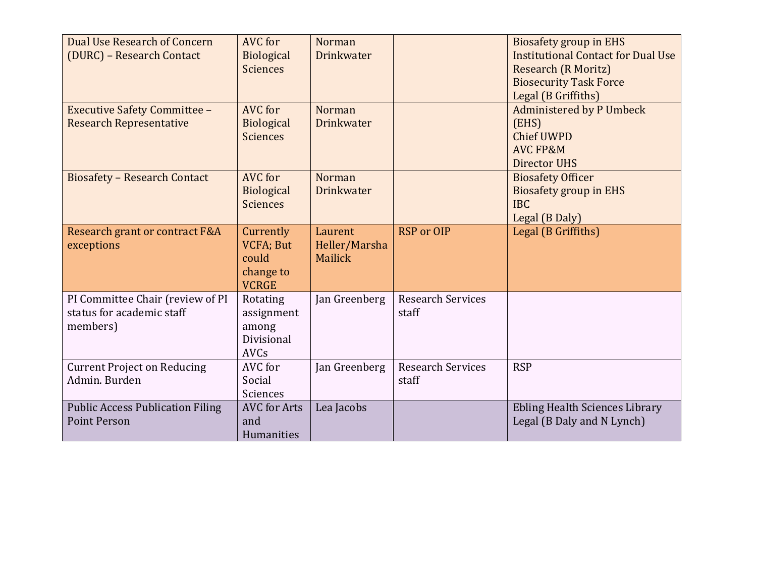| | | | | |
|---|---|---|---|---|
| Dual Use Research of Concern (DURC) – Research Contact | AVC for Biological Sciences | Norman Drinkwater | | Biosafety group in EHS<br>Institutional Contact for Dual Use Research (R Moritz)<br>Biosecurity Task Force<br>Legal (B Griffiths) |
| Executive Safety Committee – Research Representative | AVC for Biological Sciences | Norman Drinkwater | | Administered by P Umbeck (EHS)<br>Chief UWPD<br>AVC FP&M<br>Director UHS |
| Biosafety – Research Contact | AVC for Biological Sciences | Norman Drinkwater | | Biosafety Officer<br>Biosafety group in EHS<br>IBC<br>Legal (B Daly) |
| Research grant or contract F&A exceptions | Currently VCFA; But could change to VCRGE | Laurent Heller/Marsha Mailick | RSP or OIP | Legal (B Griffiths) |
| PI Committee Chair (review of PI status for academic staff members) | Rotating assignment among Divisional AVCs | Jan Greenberg | Research Services staff | |
| Current Project on Reducing Admin. Burden | AVC for Social Sciences | Jan Greenberg | Research Services staff | RSP |
| Public Access Publication Filing Point Person | AVC for Arts and Humanities | Lea Jacobs | | Ebling Health Sciences Library<br>Legal (B Daly and N Lynch) |